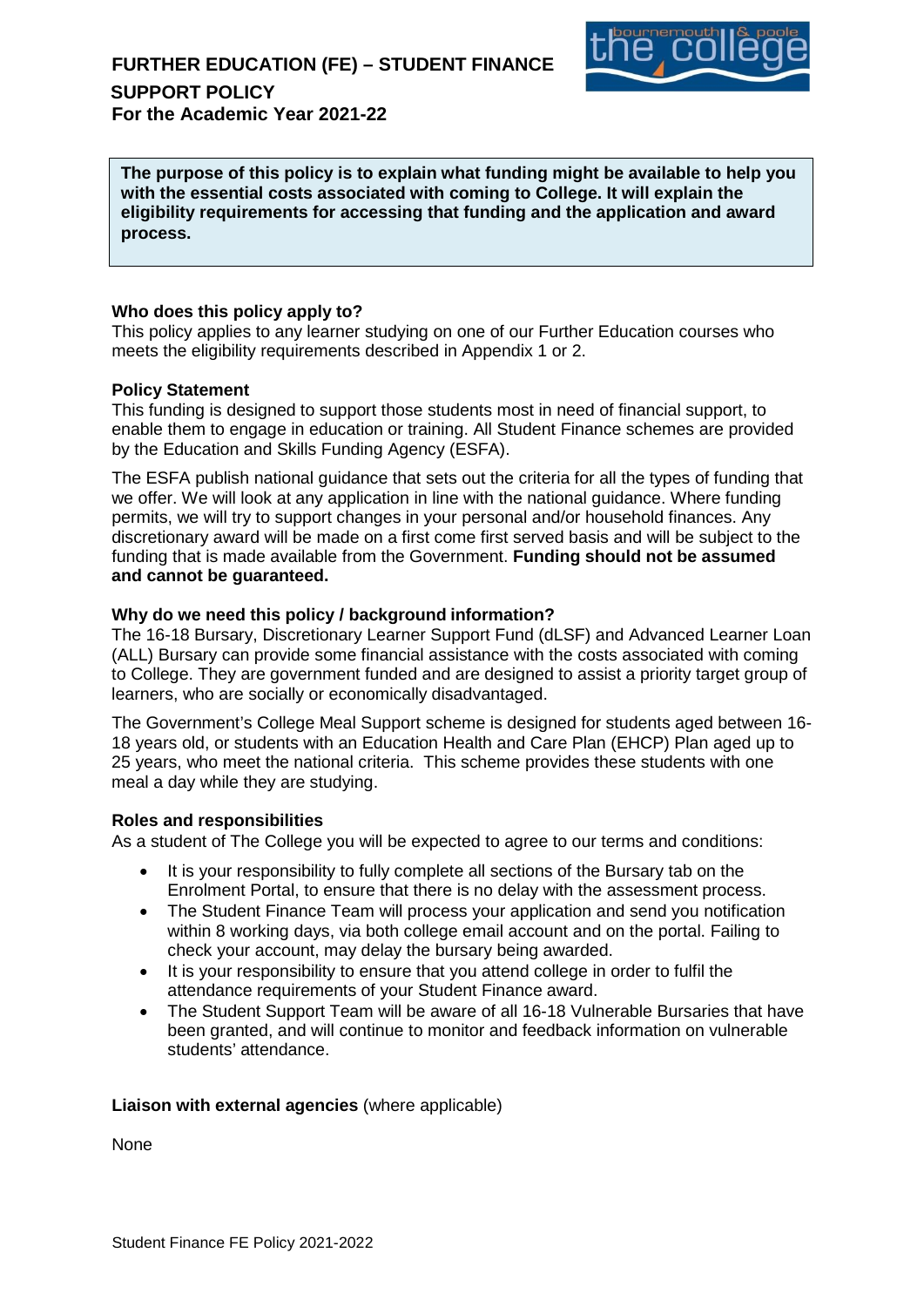# FURTHER EDUCATION (FE) – STUDENT FINANCE SUPPORT POLICY
## For the Academic Year 2021-22

**The purpose of this policy is to explain what funding might be available to help you with the essential costs associated with coming to College. It will explain the eligibility requirements for accessing that funding and the application and award process.**

**Who does this policy apply to?**

This policy applies to any learner studying on one of our Further Education courses who meets the eligibility requirements described in Appendix 1 or 2.

**Policy Statement**

This funding is designed to support those students most in need of financial support, to enable them to engage in education or training. All Student Finance schemes are provided by the Education and Skills Funding Agency (ESFA).

The ESFA publish national guidance that sets out the criteria for all the types of funding that we offer. We will look at any application in line with the national guidance. Where funding permits, we will try to support changes in your personal and/or household finances. Any discretionary award will be made on a first come first served basis and will be subject to the funding that is made available from the Government. **Funding should not be assumed and cannot be guaranteed.**

**Why do we need this policy / background information?**

The 16-18 Bursary, Discretionary Learner Support Fund (dLSF) and Advanced Learner Loan (ALL) Bursary can provide some financial assistance with the costs associated with coming to College. They are government funded and are designed to assist a priority target group of learners, who are socially or economically disadvantaged.

The Government's College Meal Support scheme is designed for students aged between 16-18 years old, or students with an Education Health and Care Plan (EHCP) Plan aged up to 25 years, who meet the national criteria. This scheme provides these students with one meal a day while they are studying.

**Roles and responsibilities**

As a student of The College you will be expected to agree to our terms and conditions:

- It is your responsibility to fully complete all sections of the Bursary tab on the Enrolment Portal, to ensure that there is no delay with the assessment process.
- The Student Finance Team will process your application and send you notification within 8 working days, via both college email account and on the portal. Failing to check your account, may delay the bursary being awarded.
- It is your responsibility to ensure that you attend college in order to fulfil the attendance requirements of your Student Finance award.
- The Student Support Team will be aware of all 16-18 Vulnerable Bursaries that have been granted, and will continue to monitor and feedback information on vulnerable students' attendance.

**Liaison with external agencies** (where applicable)

None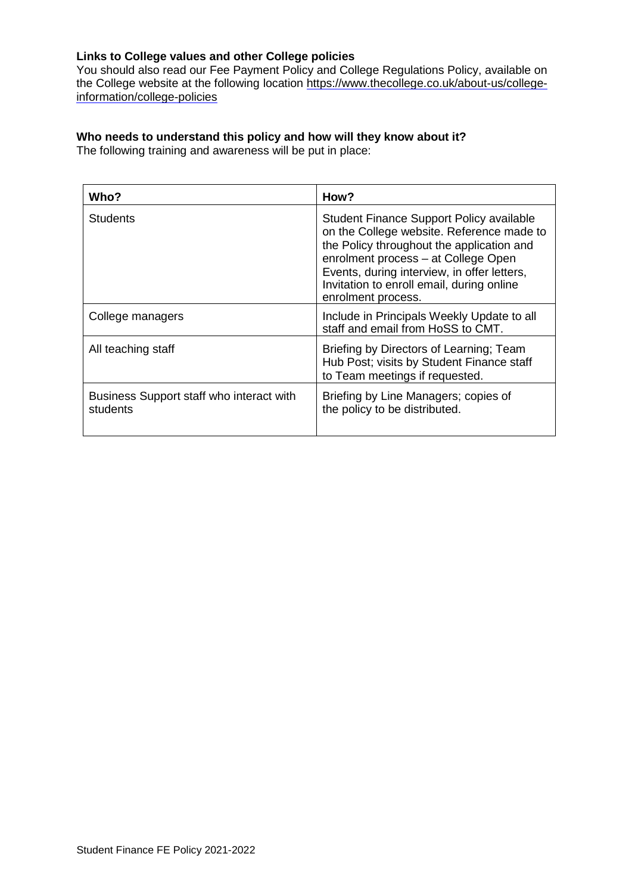**Links to College values and other College policies**

You should also read our Fee Payment Policy and College Regulations Policy, available on the College website at the following location https://www.thecollege.co.uk/about-us/college-information/college-policies

**Who needs to understand this policy and how will they know about it?**

The following training and awareness will be put in place:

| Who? | How? |
|---|---|
| Students | Student Finance Support Policy available on the College website. Reference made to the Policy throughout the application and enrolment process – at College Open Events, during interview, in offer letters, Invitation to enroll email, during online enrolment process. |
| College managers | Include in Principals Weekly Update to all staff and email from HoSS to CMT. |
| All teaching staff | Briefing by Directors of Learning; Team Hub Post; visits by Student Finance staff to Team meetings if requested. |
| Business Support staff who interact with students | Briefing by Line Managers; copies of the policy to be distributed. |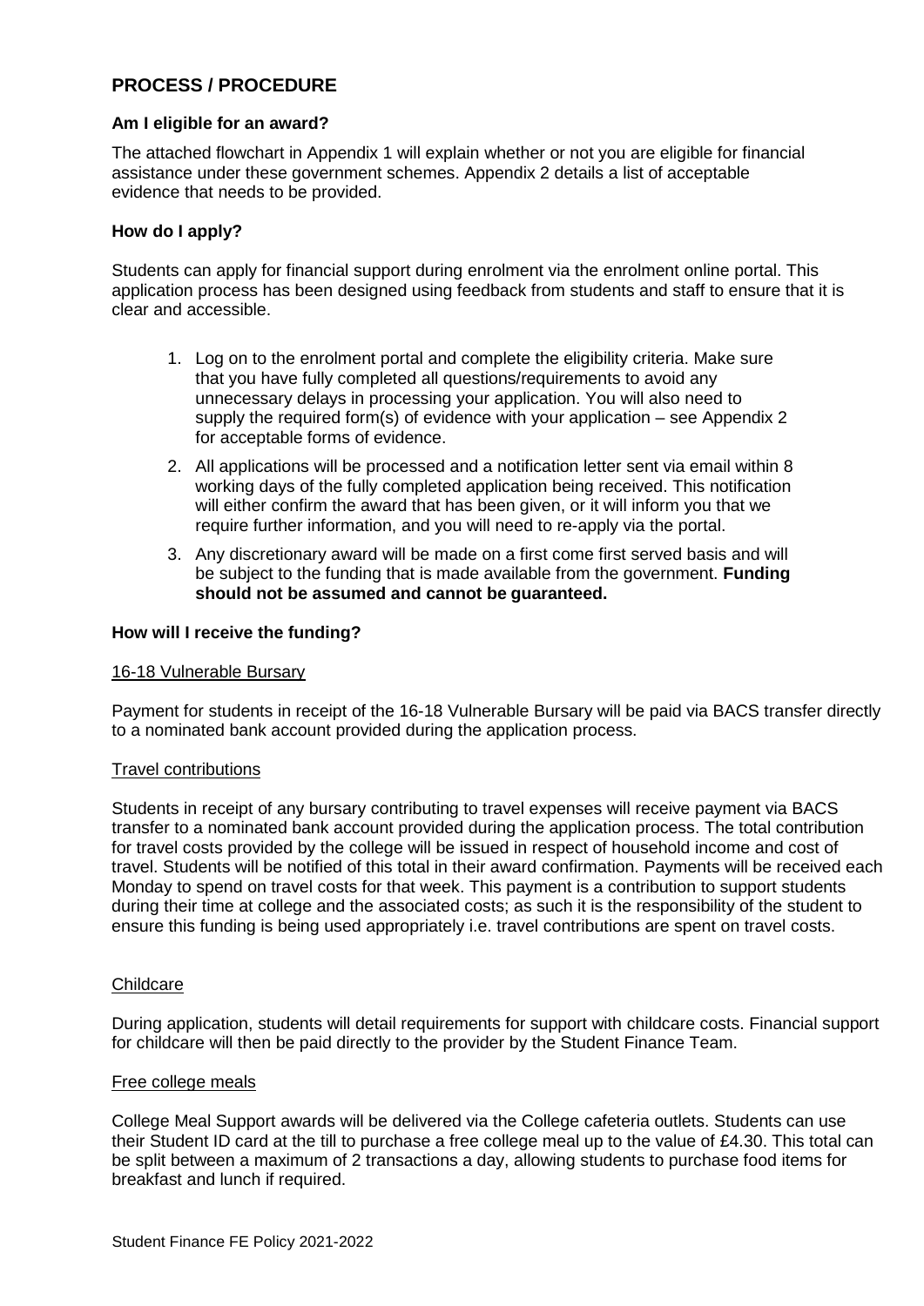## PROCESS / PROCEDURE

### Am I eligible for an award?

The attached flowchart in Appendix 1 will explain whether or not you are eligible for financial assistance under these government schemes. Appendix 2 details a list of acceptable evidence that needs to be provided.

### How do I apply?

Students can apply for financial support during enrolment via the enrolment online portal. This application process has been designed using feedback from students and staff to ensure that it is clear and accessible.

1. Log on to the enrolment portal and complete the eligibility criteria. Make sure that you have fully completed all questions/requirements to avoid any unnecessary delays in processing your application. You will also need to supply the required form(s) of evidence with your application – see Appendix 2 for acceptable forms of evidence.
2. All applications will be processed and a notification letter sent via email within 8 working days of the fully completed application being received. This notification will either confirm the award that has been given, or it will inform you that we require further information, and you will need to re-apply via the portal.
3. Any discretionary award will be made on a first come first served basis and will be subject to the funding that is made available from the government. **Funding should not be assumed and cannot be guaranteed.**

### How will I receive the funding?

<u>16-18 Vulnerable Bursary</u>

Payment for students in receipt of the 16-18 Vulnerable Bursary will be paid via BACS transfer directly to a nominated bank account provided during the application process.

<u>Travel contributions</u>

Students in receipt of any bursary contributing to travel expenses will receive payment via BACS transfer to a nominated bank account provided during the application process. The total contribution for travel costs provided by the college will be issued in respect of household income and cost of travel. Students will be notified of this total in their award confirmation. Payments will be received each Monday to spend on travel costs for that week. This payment is a contribution to support students during their time at college and the associated costs; as such it is the responsibility of the student to ensure this funding is being used appropriately i.e. travel contributions are spent on travel costs.

<u>Childcare</u>

During application, students will detail requirements for support with childcare costs. Financial support for childcare will then be paid directly to the provider by the Student Finance Team.

<u>Free college meals</u>

College Meal Support awards will be delivered via the College cafeteria outlets. Students can use their Student ID card at the till to purchase a free college meal up to the value of £4.30. This total can be split between a maximum of 2 transactions a day, allowing students to purchase food items for breakfast and lunch if required.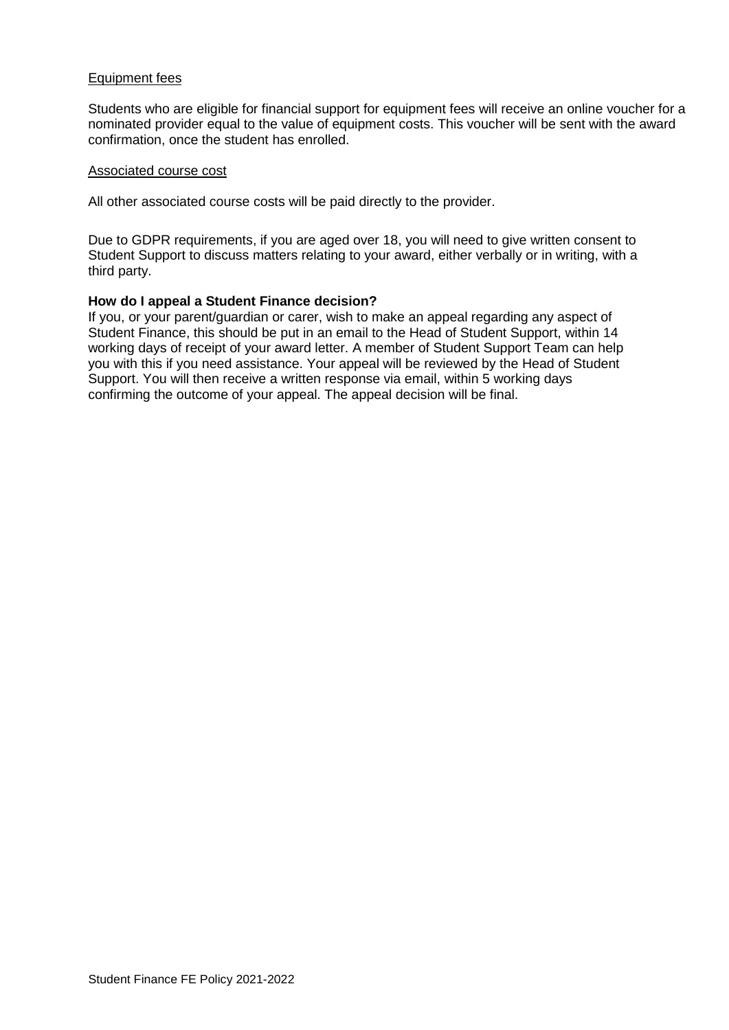Equipment fees

Students who are eligible for financial support for equipment fees will receive an online voucher for a nominated provider equal to the value of equipment costs. This voucher will be sent with the award confirmation, once the student has enrolled.

Associated course cost

All other associated course costs will be paid directly to the provider.

Due to GDPR requirements, if you are aged over 18, you will need to give written consent to Student Support to discuss matters relating to your award, either verbally or in writing, with a third party.

**How do I appeal a Student Finance decision?**

If you, or your parent/guardian or carer, wish to make an appeal regarding any aspect of Student Finance, this should be put in an email to the Head of Student Support, within 14 working days of receipt of your award letter. A member of Student Support Team can help you with this if you need assistance. Your appeal will be reviewed by the Head of Student Support. You will then receive a written response via email, within 5 working days confirming the outcome of your appeal. The appeal decision will be final.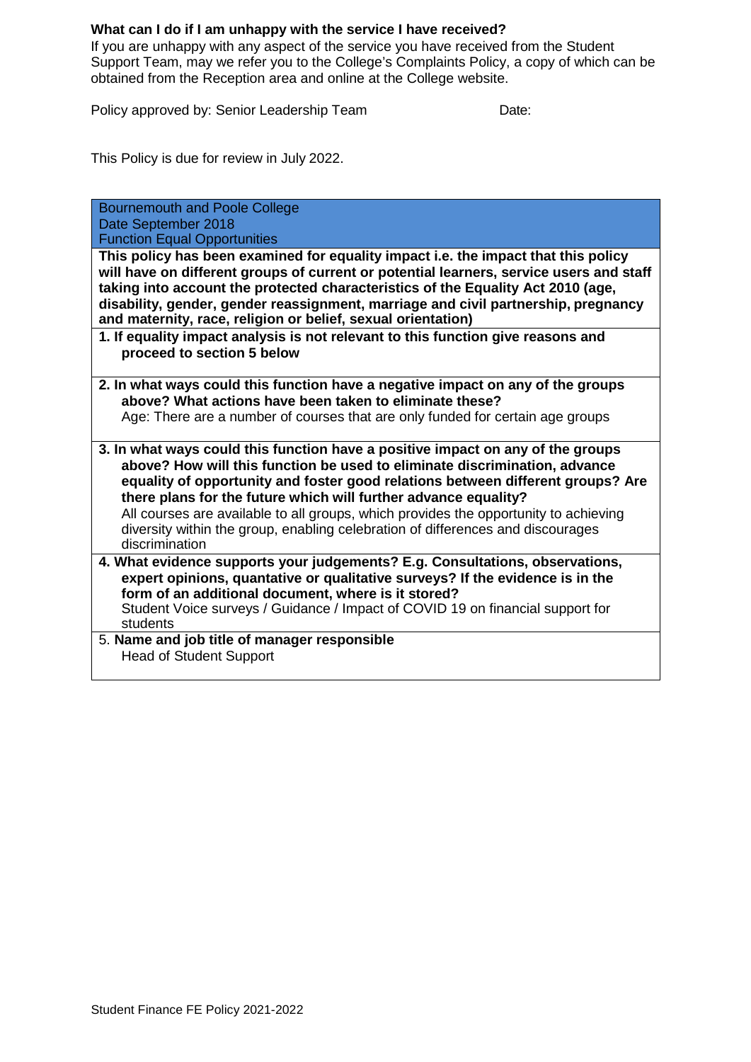**What can I do if I am unhappy with the service I have received?**

If you are unhappy with any aspect of the service you have received from the Student Support Team, may we refer you to the College's Complaints Policy, a copy of which can be obtained from the Reception area and online at the College website.

Policy approved by: Senior Leadership Team Date:

This Policy is due for review in July 2022.

| |
|---|
| Bournemouth and Poole College<br>Date September 2018<br>Function Equal Opportunities |
| **This policy has been examined for equality impact i.e. the impact that this policy will have on different groups of current or potential learners, service users and staff taking into account the protected characteristics of the Equality Act 2010 (age, disability, gender, gender reassignment, marriage and civil partnership, pregnancy and maternity, race, religion or belief, sexual orientation)** |
| **1. If equality impact analysis is not relevant to this function give reasons and proceed to section 5 below** |
| **2. In what ways could this function have a negative impact on any of the groups above? What actions have been taken to eliminate these?**<br>Age: There are a number of courses that are only funded for certain age groups |
| **3. In what ways could this function have a positive impact on any of the groups above? How will this function be used to eliminate discrimination, advance equality of opportunity and foster good relations between different groups? Are there plans for the future which will further advance equality?**<br>All courses are available to all groups, which provides the opportunity to achieving diversity within the group, enabling celebration of differences and discourages discrimination |
| **4. What evidence supports your judgements? E.g. Consultations, observations, expert opinions, quantative or qualitative surveys? If the evidence is in the form of an additional document, where is it stored?**<br>Student Voice surveys / Guidance / Impact of COVID 19 on financial support for students |
| 5. **Name and job title of manager responsible**<br>Head of Student Support |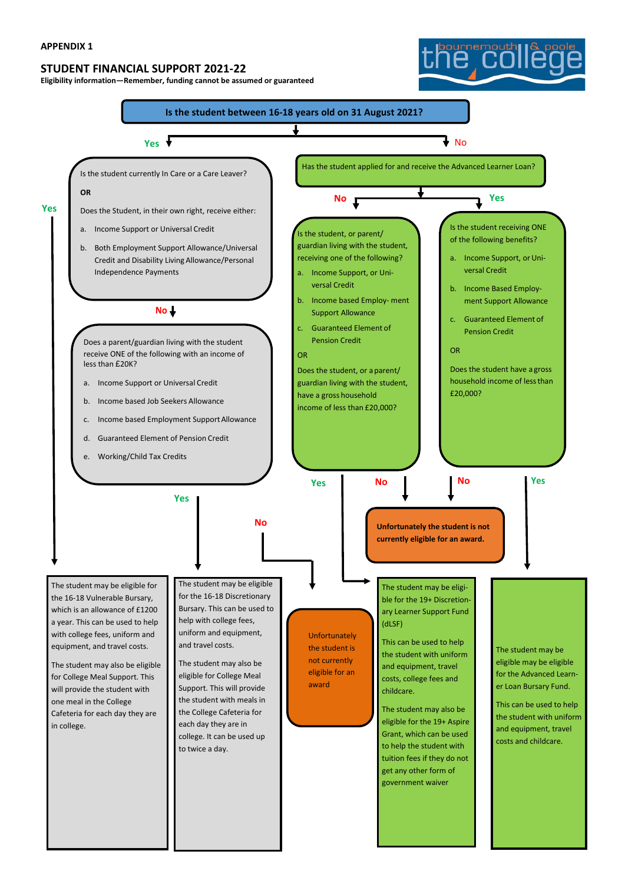APPENDIX 1

## STUDENT FINANCIAL SUPPORT 2021-22

**Eligibility information—Remember, funding cannot be assumed or guaranteed**

the college bournemouth & poole

**Is the student between 16-18 years old on 31 August 2021?**

Yes

No

Is the student currently In Care or a Care Leaver?

**OR**

Does the Student, in their own right, receive either:

a. Income Support or Universal Credit
b. Both Employment Support Allowance/Universal Credit and Disability Living Allowance/Personal Independence Payments

Yes

No

Does a parent/guardian living with the student receive ONE of the following with an income of less than £20K?

a. Income Support or Universal Credit
b. Income based Job Seekers Allowance
c. Income based Employment Support Allowance
d. Guaranteed Element of Pension Credit
e. Working/Child Tax Credits

Yes

No

Has the student applied for and receive the Advanced Learner Loan?

No

Yes

Is the student, or parent/ guardian living with the student, receiving one of the following?

a. Income Support, or Universal Credit
b. Income based Employ- ment Support Allowance
c. Guaranteed Element of Pension Credit

OR

Does the student, or a parent/ guardian living with the student, have a gross household income of less than £20,000?

Yes

No

Is the student receiving ONE of the following benefits?

a. Income Support, or Universal Credit
b. Income Based Employ- ment Support Allowance
c. Guaranteed Element of Pension Credit

OR

Does the student have a gross household income of less than £20,000?

No

Yes

**Unfortunately the student is not currently eligible for an award.**

The student may be eligible for the 16-18 Vulnerable Bursary, which is an allowance of £1200 a year. This can be used to help with college fees, uniform and equipment, and travel costs.

The student may also be eligible for College Meal Support. This will provide the student with one meal in the College Cafeteria for each day they are in college.

The student may be eligible for the 16-18 Discretionary Bursary. This can be used to help with college fees, uniform and equipment, and travel costs.

The student may also be eligible for the College Meal Support. This will provide the student with meals in the College Cafeteria for each day they are in college. It can be used up to twice a day.

Unfortunately the student is not currently eligible for an award

The student may be eligible for the 19+ Discretionary Learner Support Fund (dLSF)

This can be used to help the student with uniform and equipment, travel costs, college fees and childcare.

The student may also be eligible for the 19+ Aspire Grant, which can be used to help the student with tuition fees if they do not get any other form of government waiver

The student may be eligible may be eligible for the Advanced Learner Loan Bursary Fund.

This can be used to help the student with uniform and equipment, travel costs and childcare.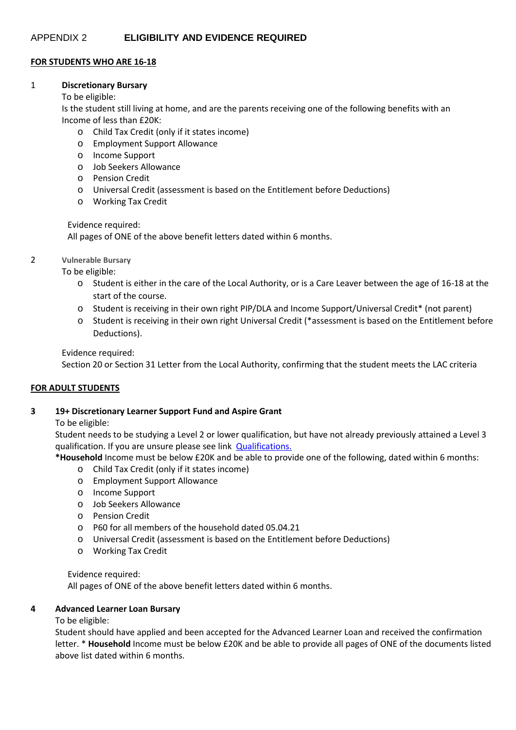## APPENDIX 2 **ELIGIBILITY AND EVIDENCE REQUIRED**

**FOR STUDENTS WHO ARE 16-18**

1 **Discretionary Bursary**

To be eligible:

Is the student still living at home, and are the parents receiving one of the following benefits with an Income of less than £20K:

- Child Tax Credit (only if it states income)
- Employment Support Allowance
- Income Support
- Job Seekers Allowance
- Pension Credit
- Universal Credit (assessment is based on the Entitlement before Deductions)
- Working Tax Credit

Evidence required:
All pages of ONE of the above benefit letters dated within 6 months.

2 **Vulnerable Bursary**

To be eligible:

- Student is either in the care of the Local Authority, or is a Care Leaver between the age of 16-18 at the start of the course.
- Student is receiving in their own right PIP/DLA and Income Support/Universal Credit* (not parent)
- Student is receiving in their own right Universal Credit (*assessment is based on the Entitlement before Deductions).

Evidence required:
Section 20 or Section 31 Letter from the Local Authority, confirming that the student meets the LAC criteria

**FOR ADULT STUDENTS**

**3 19+ Discretionary Learner Support Fund and Aspire Grant**

To be eligible:

Student needs to be studying a Level 2 or lower qualification, but have not already previously attained a Level 3 qualification. If you are unsure please see link Qualifications.

***Household** Income must be below £20K and be able to provide one of the following, dated within 6 months:

- Child Tax Credit (only if it states income)
- Employment Support Allowance
- Income Support
- Job Seekers Allowance
- Pension Credit
- P60 for all members of the household dated 05.04.21
- Universal Credit (assessment is based on the Entitlement before Deductions)
- Working Tax Credit

Evidence required:
All pages of ONE of the above benefit letters dated within 6 months.

**4 Advanced Learner Loan Bursary**

To be eligible:

Student should have applied and been accepted for the Advanced Learner Loan and received the confirmation letter. * **Household** Income must be below £20K and be able to provide all pages of ONE of the documents listed above list dated within 6 months.